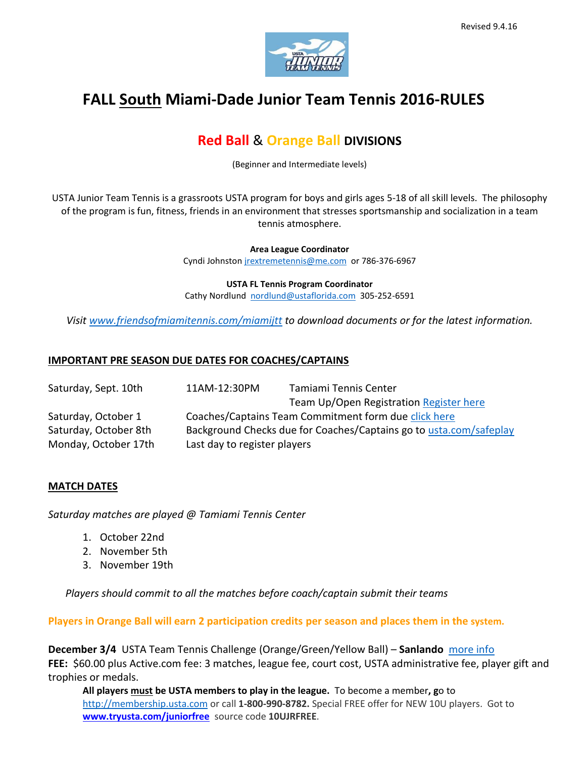Revised 9.4.16

# FALL South Miami-Dade Junior Team Tennis 2016-RULES

## Red Ball & Orange Ball DIVISIONS

(Beginner and Intermediate levels)

USTA Junior Team Tennis is a grassroots USTA program for boys and girls ages 5-18 of all skill levels. The philosophy of the program is fun, fitness, friends in an environment that stresses sportsmanship and socialization in a team tennis atmosphere.

**Area League Coordinator**
Cyndi Johnston jrextremetennis@me.com or 786-376-6967

**USTA FL Tennis Program Coordinator**
Cathy Nordlund nordlund@ustaflorida.com 305-252-6591

*Visit www.friendsofmiamitennis.com/miamijtt to download documents or for the latest information.*

### IMPORTANT PRE SEASON DUE DATES FOR COACHES/CAPTAINS

| | | |
|---|---|---|
| Saturday, Sept. 10th | 11AM-12:30PM | Tamiami Tennis Center<br>Team Up/Open Registration Register here |
| Saturday, October 1 | Coaches/Captains Team Commitment form due click here | |
| Saturday, October 8th | Background Checks due for Coaches/Captains go to usta.com/safeplay | |
| Monday, October 17th | Last day to register players | |

### MATCH DATES

*Saturday matches are played @ Tamiami Tennis Center*

1. October 22nd
2. November 5th
3. November 19th

*Players should commit to all the matches before coach/captain submit their teams*

**Players in Orange Ball will earn 2 participation credits per season and places them in the system.**

**December 3/4** USTA Team Tennis Challenge (Orange/Green/Yellow Ball) – **Sanlando** more info

**FEE:** $60.00 plus Active.com fee: 3 matches, league fee, court cost, USTA administrative fee, player gift and trophies or medals.

**All players must be USTA members to play in the league.** To become a member**, g**o to http://membership.usta.com or call **1-800-990-8782.** Special FREE offer for NEW 10U players. Got to **www.tryusta.com/juniorfree** source code **10UJRFREE**.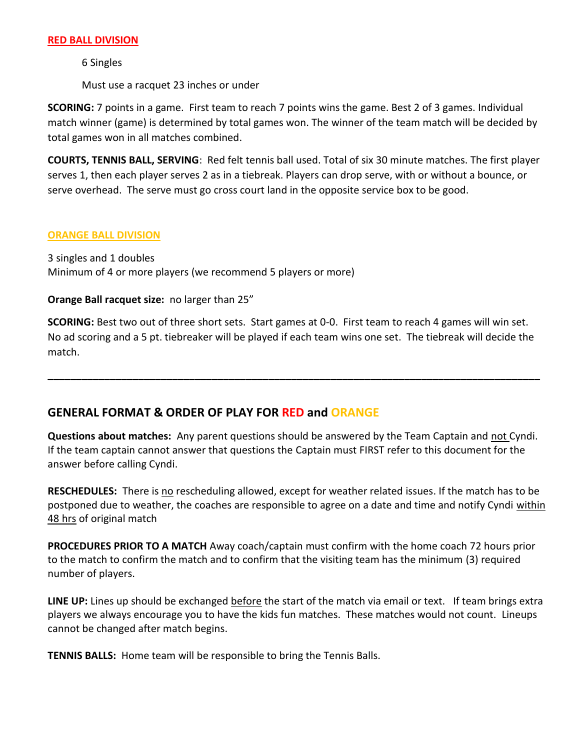## RED BALL DIVISION

6 Singles

Must use a racquet 23 inches or under

**SCORING:** 7 points in a game. First team to reach 7 points wins the game. Best 2 of 3 games. Individual match winner (game) is determined by total games won. The winner of the team match will be decided by total games won in all matches combined.

**COURTS, TENNIS BALL, SERVING**: Red felt tennis ball used. Total of six 30 minute matches. The first player serves 1, then each player serves 2 as in a tiebreak. Players can drop serve, with or without a bounce, or serve overhead. The serve must go cross court land in the opposite service box to be good.

## ORANGE BALL DIVISION

3 singles and 1 doubles
Minimum of 4 or more players (we recommend 5 players or more)

**Orange Ball racquet size:** no larger than 25"

**SCORING:** Best two out of three short sets. Start games at 0-0. First team to reach 4 games will win set. No ad scoring and a 5 pt. tiebreaker will be played if each team wins one set. The tiebreak will decide the match.

---

## GENERAL FORMAT & ORDER OF PLAY FOR RED and ORANGE

**Questions about matches:** Any parent questions should be answered by the Team Captain and not Cyndi. If the team captain cannot answer that questions the Captain must FIRST refer to this document for the answer before calling Cyndi.

**RESCHEDULES:** There is no rescheduling allowed, except for weather related issues. If the match has to be postponed due to weather, the coaches are responsible to agree on a date and time and notify Cyndi within 48 hrs of original match

**PROCEDURES PRIOR TO A MATCH** Away coach/captain must confirm with the home coach 72 hours prior to the match to confirm the match and to confirm that the visiting team has the minimum (3) required number of players.

**LINE UP:** Lines up should be exchanged before the start of the match via email or text. If team brings extra players we always encourage you to have the kids fun matches. These matches would not count. Lineups cannot be changed after match begins.

**TENNIS BALLS:** Home team will be responsible to bring the Tennis Balls.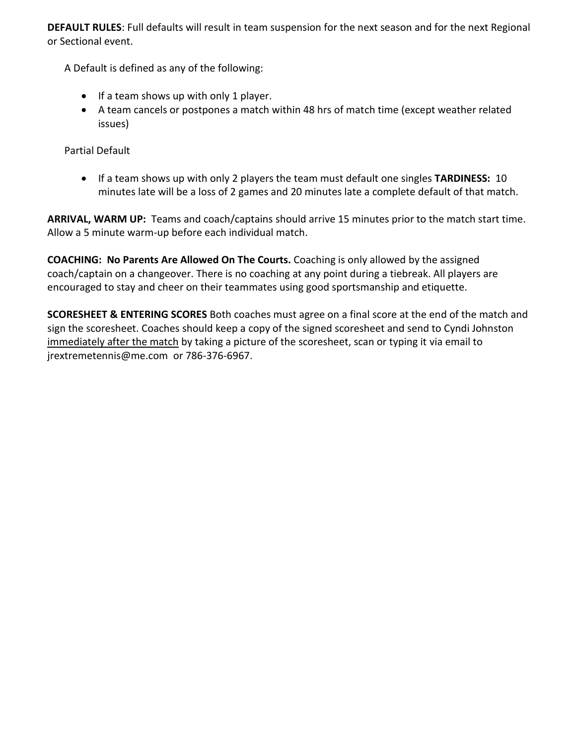**DEFAULT RULES**: Full defaults will result in team suspension for the next season and for the next Regional or Sectional event.

A Default is defined as any of the following:

- If a team shows up with only 1 player.
- A team cancels or postpones a match within 48 hrs of match time (except weather related issues)

Partial Default

- If a team shows up with only 2 players the team must default one singles **TARDINESS:** 10 minutes late will be a loss of 2 games and 20 minutes late a complete default of that match.

**ARRIVAL, WARM UP:** Teams and coach/captains should arrive 15 minutes prior to the match start time. Allow a 5 minute warm-up before each individual match.

**COACHING: No Parents Are Allowed On The Courts.** Coaching is only allowed by the assigned coach/captain on a changeover. There is no coaching at any point during a tiebreak. All players are encouraged to stay and cheer on their teammates using good sportsmanship and etiquette.

**SCORESHEET & ENTERING SCORES** Both coaches must agree on a final score at the end of the match and sign the scoresheet. Coaches should keep a copy of the signed scoresheet and send to Cyndi Johnston immediately after the match by taking a picture of the scoresheet, scan or typing it via email to jrextremetennis@me.com or 786-376-6967.